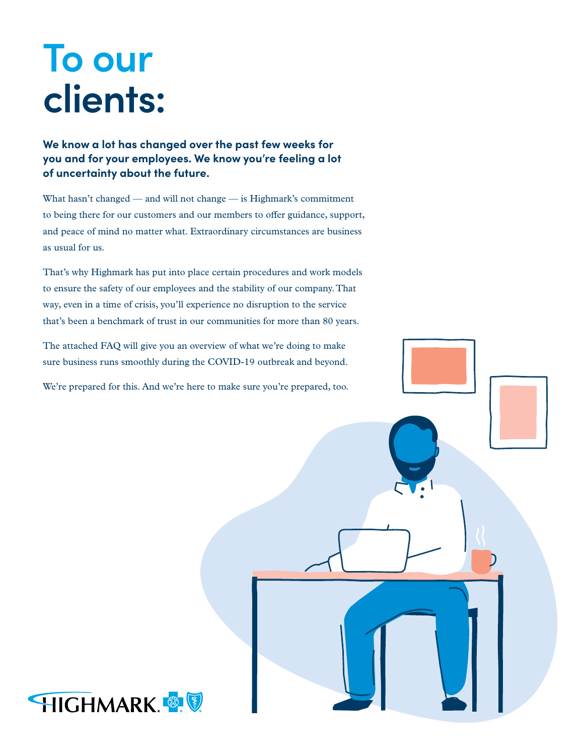# To our clients:

**We know a lot has changed over the past few weeks for you and for your employees. We know you're feeling a lot of uncertainty about the future.**

What hasn't changed — and will not change — is Highmark's commitment to being there for our customers and our members to offer guidance, support, and peace of mind no matter what. Extraordinary circumstances are business as usual for us.

That's why Highmark has put into place certain procedures and work models to ensure the safety of our employees and the stability of our company. That way, even in a time of crisis, you'll experience no disruption to the service that's been a benchmark of trust in our communities for more than 80 years.

The attached FAQ will give you an overview of what we're doing to make sure business runs smoothly during the COVID-19 outbreak and beyond.

We're prepared for this. And we're here to make sure you're prepared, too.

HIGHMARK.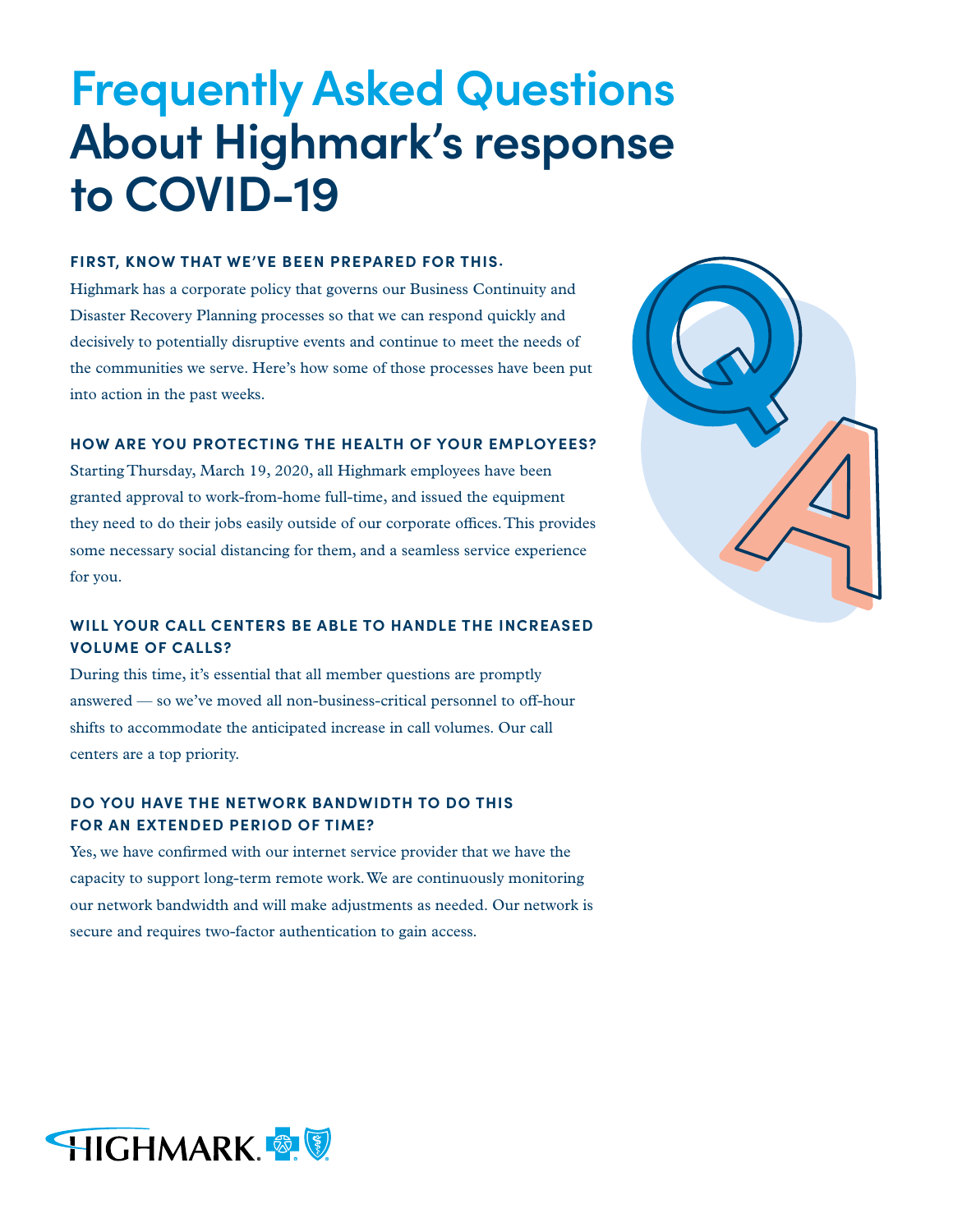# Frequently Asked Questions About Highmark's response to COVID-19

### FIRST, KNOW THAT WE'VE BEEN PREPARED FOR THIS.

Highmark has a corporate policy that governs our Business Continuity and Disaster Recovery Planning processes so that we can respond quickly and decisively to potentially disruptive events and continue to meet the needs of the communities we serve. Here's how some of those processes have been put into action in the past weeks.

### HOW ARE YOU PROTECTING THE HEALTH OF YOUR EMPLOYEES?

Starting Thursday, March 19, 2020, all Highmark employees have been granted approval to work-from-home full-time, and issued the equipment they need to do their jobs easily outside of our corporate offices. This provides some necessary social distancing for them, and a seamless service experience for you.

### WILL YOUR CALL CENTERS BE ABLE TO HANDLE THE INCREASED VOLUME OF CALLS?

During this time, it's essential that all member questions are promptly answered — so we've moved all non-business-critical personnel to off-hour shifts to accommodate the anticipated increase in call volumes. Our call centers are a top priority.

### DO YOU HAVE THE NETWORK BANDWIDTH TO DO THIS FOR AN EXTENDED PERIOD OF TIME?

Yes, we have confirmed with our internet service provider that we have the capacity to support long-term remote work. We are continuously monitoring our network bandwidth and will make adjustments as needed. Our network is secure and requires two-factor authentication to gain access.

HIGHMARK.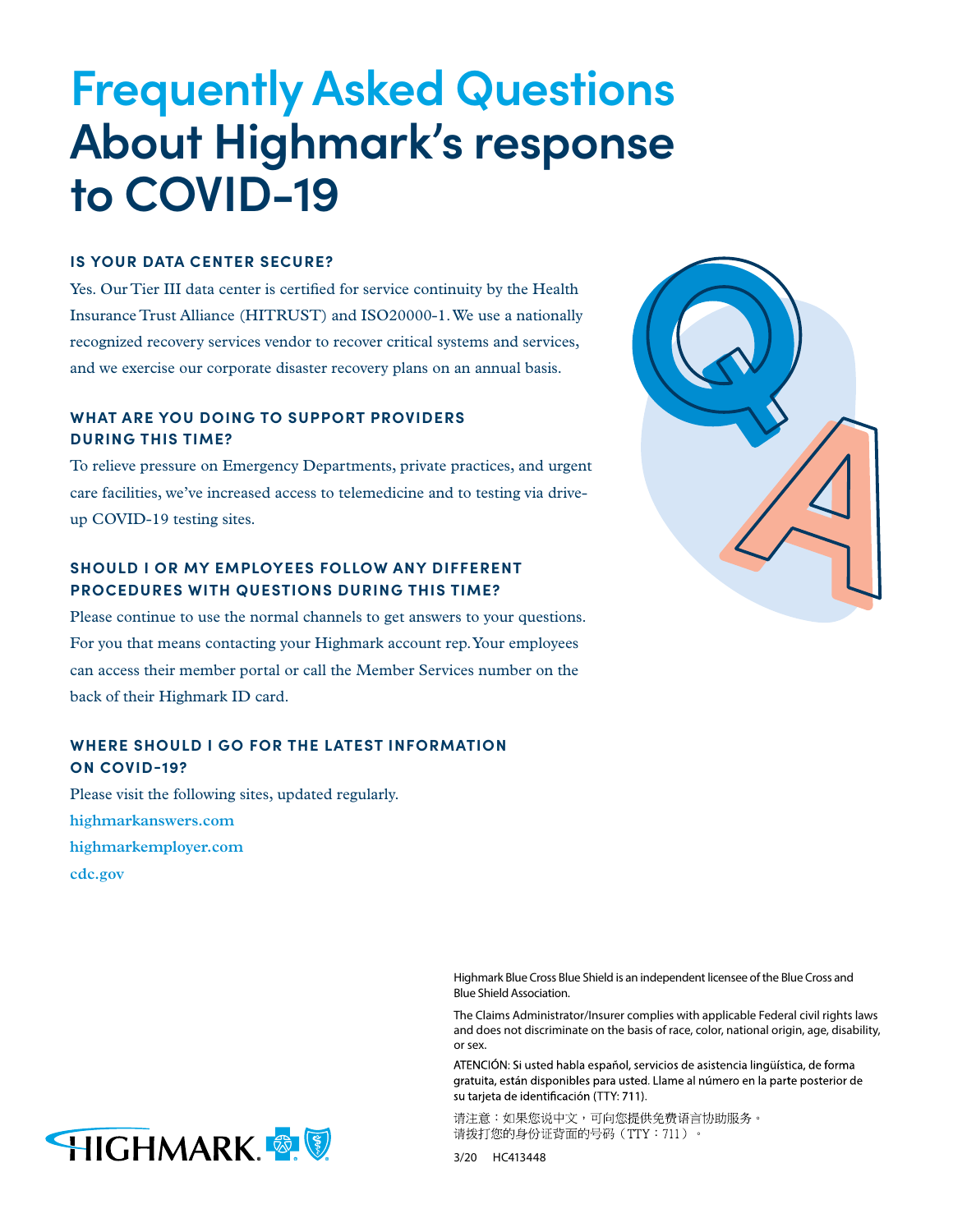# Frequently Asked Questions About Highmark's response to COVID-19

### IS YOUR DATA CENTER SECURE?

Yes. Our Tier III data center is certified for service continuity by the Health Insurance Trust Alliance (HITRUST) and ISO20000-1. We use a nationally recognized recovery services vendor to recover critical systems and services, and we exercise our corporate disaster recovery plans on an annual basis.

### WHAT ARE YOU DOING TO SUPPORT PROVIDERS DURING THIS TIME?

To relieve pressure on Emergency Departments, private practices, and urgent care facilities, we've increased access to telemedicine and to testing via drive-up COVID-19 testing sites.

### SHOULD I OR MY EMPLOYEES FOLLOW ANY DIFFERENT PROCEDURES WITH QUESTIONS DURING THIS TIME?

Please continue to use the normal channels to get answers to your questions. For you that means contacting your Highmark account rep. Your employees can access their member portal or call the Member Services number on the back of their Highmark ID card.

### WHERE SHOULD I GO FOR THE LATEST INFORMATION ON COVID-19?

Please visit the following sites, updated regularly.

highmarkanswers.com

highmarkemployer.com

cdc.gov

Highmark Blue Cross Blue Shield is an independent licensee of the Blue Cross and Blue Shield Association.

The Claims Administrator/Insurer complies with applicable Federal civil rights laws and does not discriminate on the basis of race, color, national origin, age, disability, or sex.

ATENCIÓN: Si usted habla español, servicios de asistencia lingüística, de forma gratuita, están disponibles para usted. Llame al número en la parte posterior de su tarjeta de identificación (TTY: 711).

请注意：如果您说中文，可向您提供免费语言协助服务。请拨打您的身份证背面的号码（TTY：711）。

3/20 HC413448

HIGHMARK